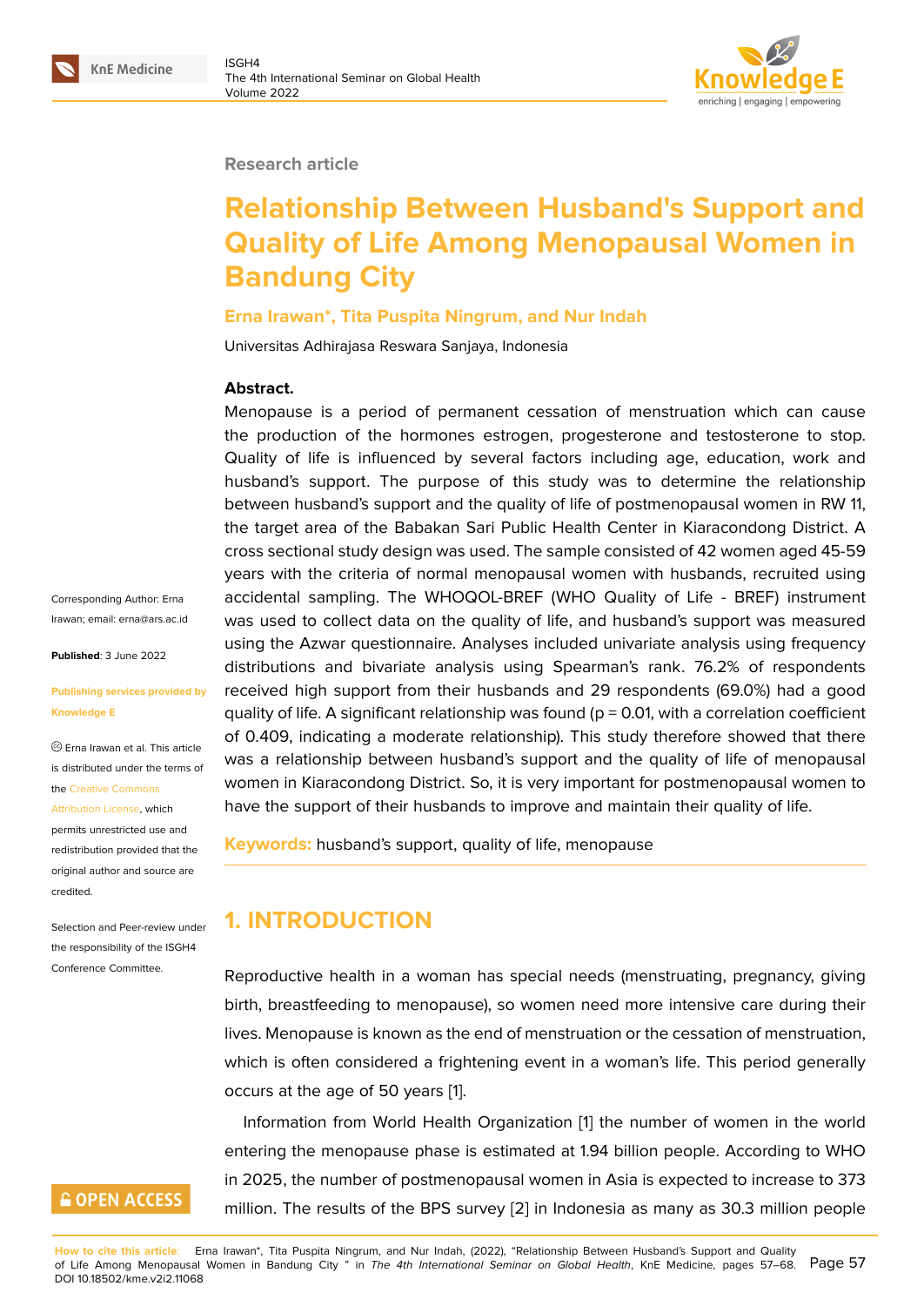Research article

# Relationship Between Husband's Support and Quality of Life Among Menopausal Women in Bandung City

**Erna Irawan*, Tita Puspita Ningrum, and Nur Indah**

Universitas Adhirajasa Reswara Sanjaya, Indonesia

Corresponding Author: Erna Irawan; email: erna@ars.ac.id

**Published**: 3 June 2022

**Publishing services provided by Knowledge E**

Erna Irawan et al. This article is distributed under the terms of the Creative Commons Attribution License, which permits unrestricted use and redistribution provided that the original author and source are credited.

Selection and Peer-review under the responsibility of the ISGH4 Conference Committee.

**Abstract.**

Menopause is a period of permanent cessation of menstruation which can cause the production of the hormones estrogen, progesterone and testosterone to stop. Quality of life is influenced by several factors including age, education, work and husband's support. The purpose of this study was to determine the relationship between husband's support and the quality of life of postmenopausal women in RW 11, the target area of the Babakan Sari Public Health Center in Kiaracondong District. A cross sectional study design was used. The sample consisted of 42 women aged 45-59 years with the criteria of normal menopausal women with husbands, recruited using accidental sampling. The WHOQOL-BREF (WHO Quality of Life - BREF) instrument was used to collect data on the quality of life, and husband's support was measured using the Azwar questionnaire. Analyses included univariate analysis using frequency distributions and bivariate analysis using Spearman's rank. 76.2% of respondents received high support from their husbands and 29 respondents (69.0%) had a good quality of life. A significant relationship was found ($p = 0.01$, with a correlation coefficient of 0.409, indicating a moderate relationship). This study therefore showed that there was a relationship between husband's support and the quality of life of menopausal women in Kiaracondong District. So, it is very important for postmenopausal women to have the support of their husbands to improve and maintain their quality of life.

**Keywords:** husband's support, quality of life, menopause

## 1. INTRODUCTION

Reproductive health in a woman has special needs (menstruating, pregnancy, giving birth, breastfeeding to menopause), so women need more intensive care during their lives. Menopause is known as the end of menstruation or the cessation of menstruation, which is often considered a frightening event in a woman's life. This period generally occurs at the age of 50 years [1].

Information from World Health Organization [1] the number of women in the world entering the menopause phase is estimated at 1.94 billion people. According to WHO in 2025, the number of postmenopausal women in Asia is expected to increase to 373 million. The results of the BPS survey [2] in Indonesia as many as 30.3 million people

**How to cite this article**: Erna Irawan*, Tita Puspita Ningrum, and Nur Indah, (2022), "Relationship Between Husband's Support and Quality of Life Among Menopausal Women in Bandung City " in *The 4th International Seminar on Global Health*, KnE Medicine, pages 57–68. DOI 10.18502/kme.v2i2.11068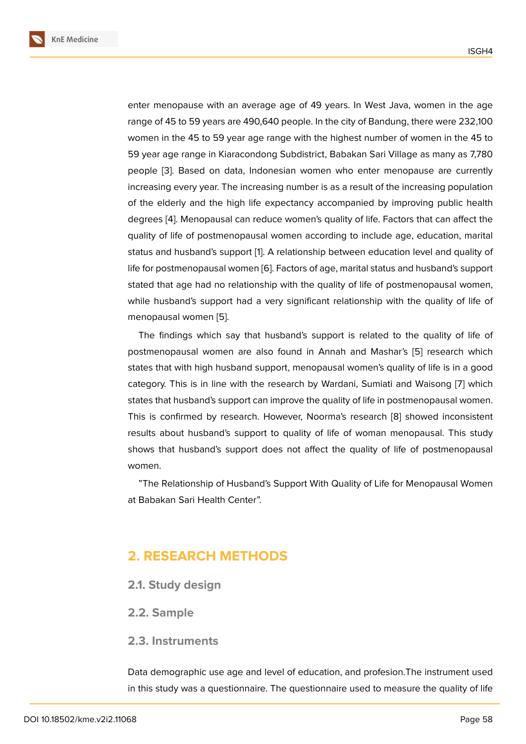enter menopause with an average age of 49 years. In West Java, women in the age range of 45 to 59 years are 490,640 people. In the city of Bandung, there were 232,100 women in the 45 to 59 year age range with the highest number of women in the 45 to 59 year age range in Kiaracondong Subdistrict, Babakan Sari Village as many as 7,780 people [3]. Based on data, Indonesian women who enter menopause are currently increasing every year. The increasing number is as a result of the increasing population of the elderly and the high life expectancy accompanied by improving public health degrees [4]. Menopausal can reduce women's quality of life. Factors that can affect the quality of life of postmenopausal women according to include age, education, marital status and husband's support [1]. A relationship between education level and quality of life for postmenopausal women [6]. Factors of age, marital status and husband's support stated that age had no relationship with the quality of life of postmenopausal women, while husband's support had a very significant relationship with the quality of life of menopausal women [5].

The findings which say that husband's support is related to the quality of life of postmenopausal women are also found in Annah and Mashar's [5] research which states that with high husband support, menopausal women's quality of life is in a good category. This is in line with the research by Wardani, Sumiati and Waisong [7] which states that husband's support can improve the quality of life in postmenopausal women. This is confirmed by research. However, Noorma's research [8] showed inconsistent results about husband's support to quality of life of woman menopausal. This study shows that husband's support does not affect the quality of life of postmenopausal women.

"The Relationship of Husband's Support With Quality of Life for Menopausal Women at Babakan Sari Health Center".

## 2. RESEARCH METHODS

### 2.1. Study design

### 2.2. Sample

### 2.3. Instruments

Data demographic use age and level of education, and profesion.The instrument used in this study was a questionnaire. The questionnaire used to measure the quality of life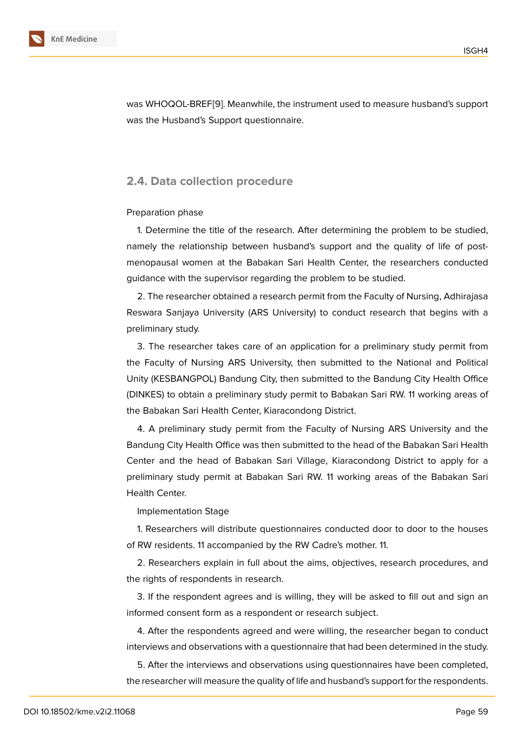was WHOQOL-BREF[9]. Meanwhile, the instrument used to measure husband's support was the Husband's Support questionnaire.

### 2.4. Data collection procedure

Preparation phase

1. Determine the title of the research. After determining the problem to be studied, namely the relationship between husband's support and the quality of life of post-menopausal women at the Babakan Sari Health Center, the researchers conducted guidance with the supervisor regarding the problem to be studied.

2. The researcher obtained a research permit from the Faculty of Nursing, Adhirajasa Reswara Sanjaya University (ARS University) to conduct research that begins with a preliminary study.

3. The researcher takes care of an application for a preliminary study permit from the Faculty of Nursing ARS University, then submitted to the National and Political Unity (KESBANGPOL) Bandung City, then submitted to the Bandung City Health Office (DINKES) to obtain a preliminary study permit to Babakan Sari RW. 11 working areas of the Babakan Sari Health Center, Kiaracondong District.

4. A preliminary study permit from the Faculty of Nursing ARS University and the Bandung City Health Office was then submitted to the head of the Babakan Sari Health Center and the head of Babakan Sari Village, Kiaracondong District to apply for a preliminary study permit at Babakan Sari RW. 11 working areas of the Babakan Sari Health Center.

Implementation Stage

1. Researchers will distribute questionnaires conducted door to door to the houses of RW residents. 11 accompanied by the RW Cadre's mother. 11.

2. Researchers explain in full about the aims, objectives, research procedures, and the rights of respondents in research.

3. If the respondent agrees and is willing, they will be asked to fill out and sign an informed consent form as a respondent or research subject.

4. After the respondents agreed and were willing, the researcher began to conduct interviews and observations with a questionnaire that had been determined in the study.

5. After the interviews and observations using questionnaires have been completed, the researcher will measure the quality of life and husband's support for the respondents.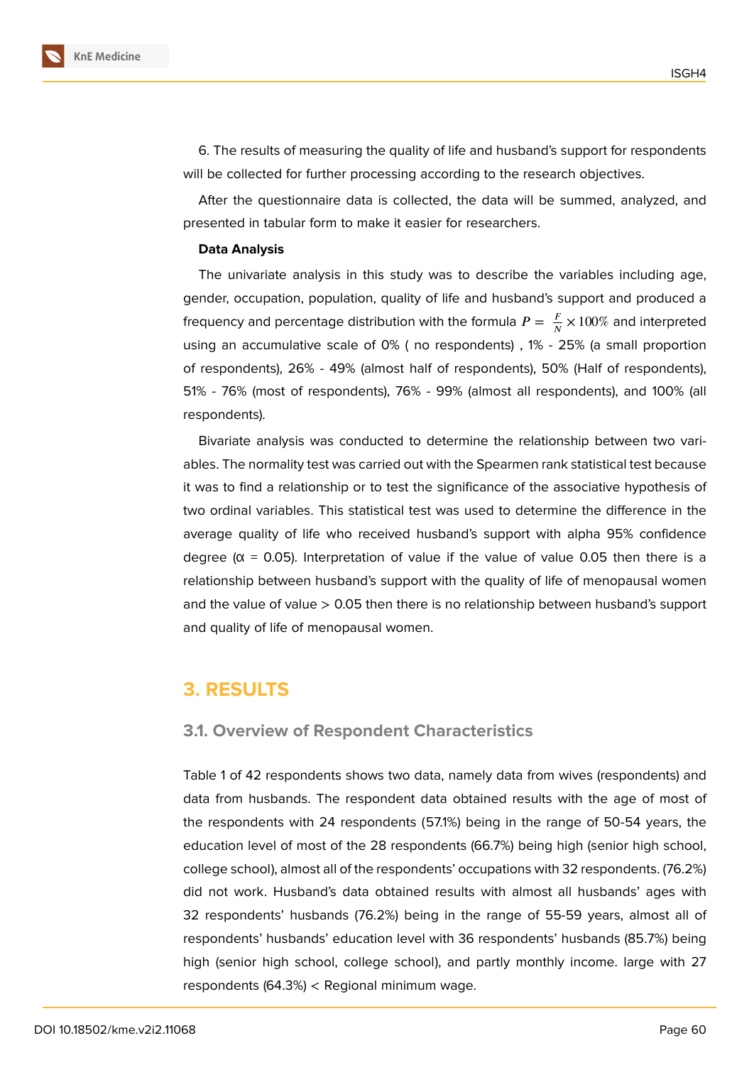6. The results of measuring the quality of life and husband's support for respondents will be collected for further processing according to the research objectives.

After the questionnaire data is collected, the data will be summed, analyzed, and presented in tabular form to make it easier for researchers.

**Data Analysis**

The univariate analysis in this study was to describe the variables including age, gender, occupation, population, quality of life and husband's support and produced a frequency and percentage distribution with the formula $P = \frac{F}{N} \times 100\%$ and interpreted using an accumulative scale of 0% ( no respondents) , 1% - 25% (a small proportion of respondents), 26% - 49% (almost half of respondents), 50% (Half of respondents), 51% - 76% (most of respondents), 76% - 99% (almost all respondents), and 100% (all respondents).

Bivariate analysis was conducted to determine the relationship between two variables. The normality test was carried out with the Spearmen rank statistical test because it was to find a relationship or to test the significance of the associative hypothesis of two ordinal variables. This statistical test was used to determine the difference in the average quality of life who received husband's support with alpha 95% confidence degree ($\alpha$ = 0.05). Interpretation of value if the value of value 0.05 then there is a relationship between husband's support with the quality of life of menopausal women and the value of value > 0.05 then there is no relationship between husband's support and quality of life of menopausal women.

## 3. RESULTS

### 3.1. Overview of Respondent Characteristics

Table 1 of 42 respondents shows two data, namely data from wives (respondents) and data from husbands. The respondent data obtained results with the age of most of the respondents with 24 respondents (57.1%) being in the range of 50-54 years, the education level of most of the 28 respondents (66.7%) being high (senior high school, college school), almost all of the respondents' occupations with 32 respondents. (76.2%) did not work. Husband's data obtained results with almost all husbands' ages with 32 respondents' husbands (76.2%) being in the range of 55-59 years, almost all of respondents' husbands' education level with 36 respondents' husbands (85.7%) being high (senior high school, college school), and partly monthly income. large with 27 respondents (64.3%) < Regional minimum wage.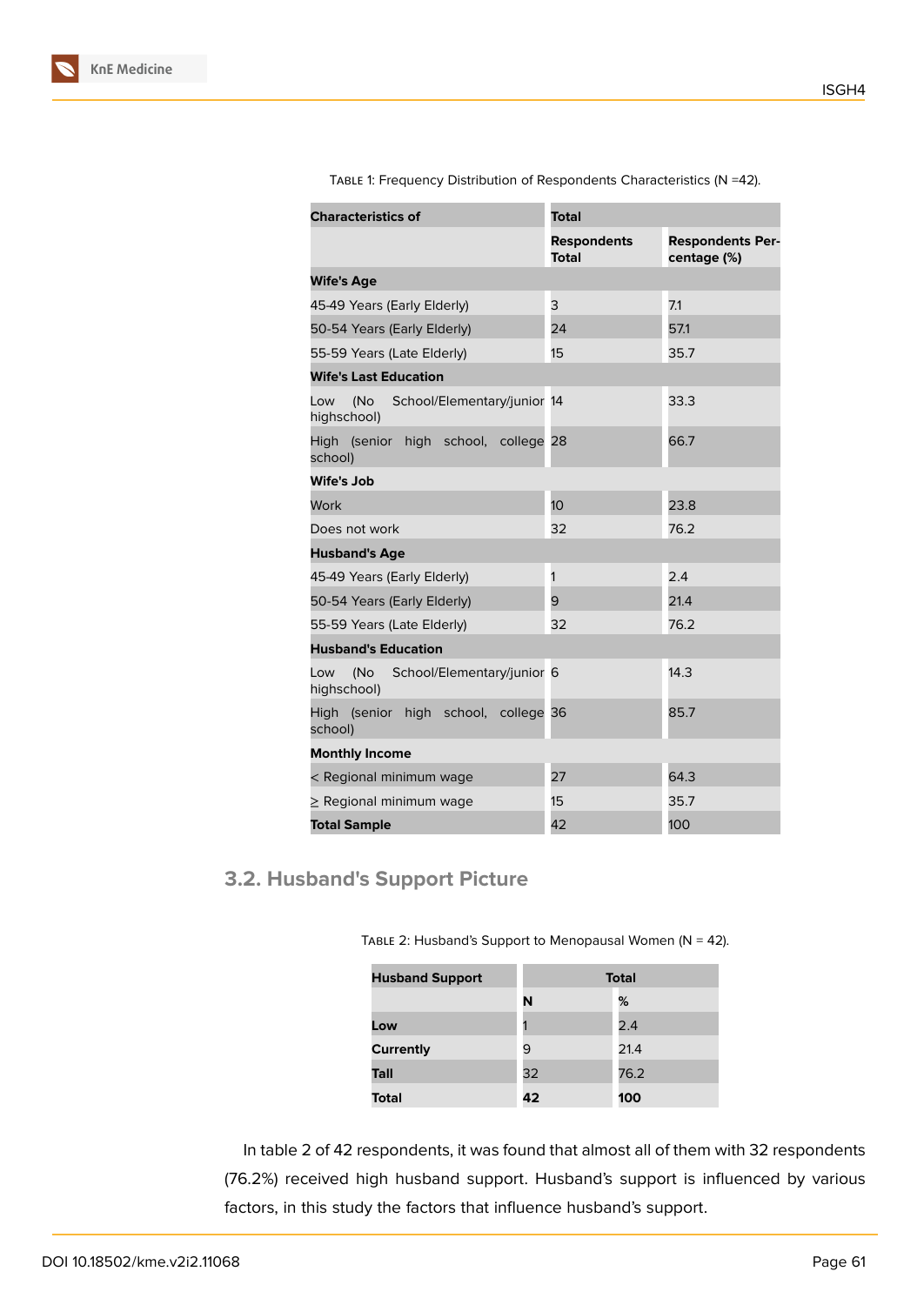Table 1: Frequency Distribution of Respondents Characteristics (N =42).

| Characteristics of | Total | |
|---|---|---|
| | Respondents Total | Respondents Percentage (%) |
| **Wife's Age** | | |
| 45-49 Years (Early Elderly) | 3 | 7.1 |
| 50-54 Years (Early Elderly) | 24 | 57.1 |
| 55-59 Years (Late Elderly) | 15 | 35.7 |
| **Wife's Last Education** | | |
| Low (No School/Elementary/junior highschool) | 14 | 33.3 |
| High (senior high school, college school) | 28 | 66.7 |
| **Wife's Job** | | |
| Work | 10 | 23.8 |
| Does not work | 32 | 76.2 |
| **Husband's Age** | | |
| 45-49 Years (Early Elderly) | 1 | 2.4 |
| 50-54 Years (Early Elderly) | 9 | 21.4 |
| 55-59 Years (Late Elderly) | 32 | 76.2 |
| **Husband's Education** | | |
| Low (No School/Elementary/junior highschool) | 6 | 14.3 |
| High (senior high school, college school) | 36 | 85.7 |
| **Monthly Income** | | |
| < Regional minimum wage | 27 | 64.3 |
| ≥ Regional minimum wage | 15 | 35.7 |
| **Total Sample** | 42 | 100 |

### 3.2. Husband's Support Picture

Table 2: Husband's Support to Menopausal Women (N = 42).

| Husband Support | Total | |
|---|---|---|
| | **N** | **%** |
| **Low** | 1 | 2.4 |
| **Currently** | 9 | 21.4 |
| **Tall** | 32 | 76.2 |
| **Total** | **42** | **100** |

In table 2 of 42 respondents, it was found that almost all of them with 32 respondents (76.2%) received high husband support. Husband's support is influenced by various factors, in this study the factors that influence husband's support.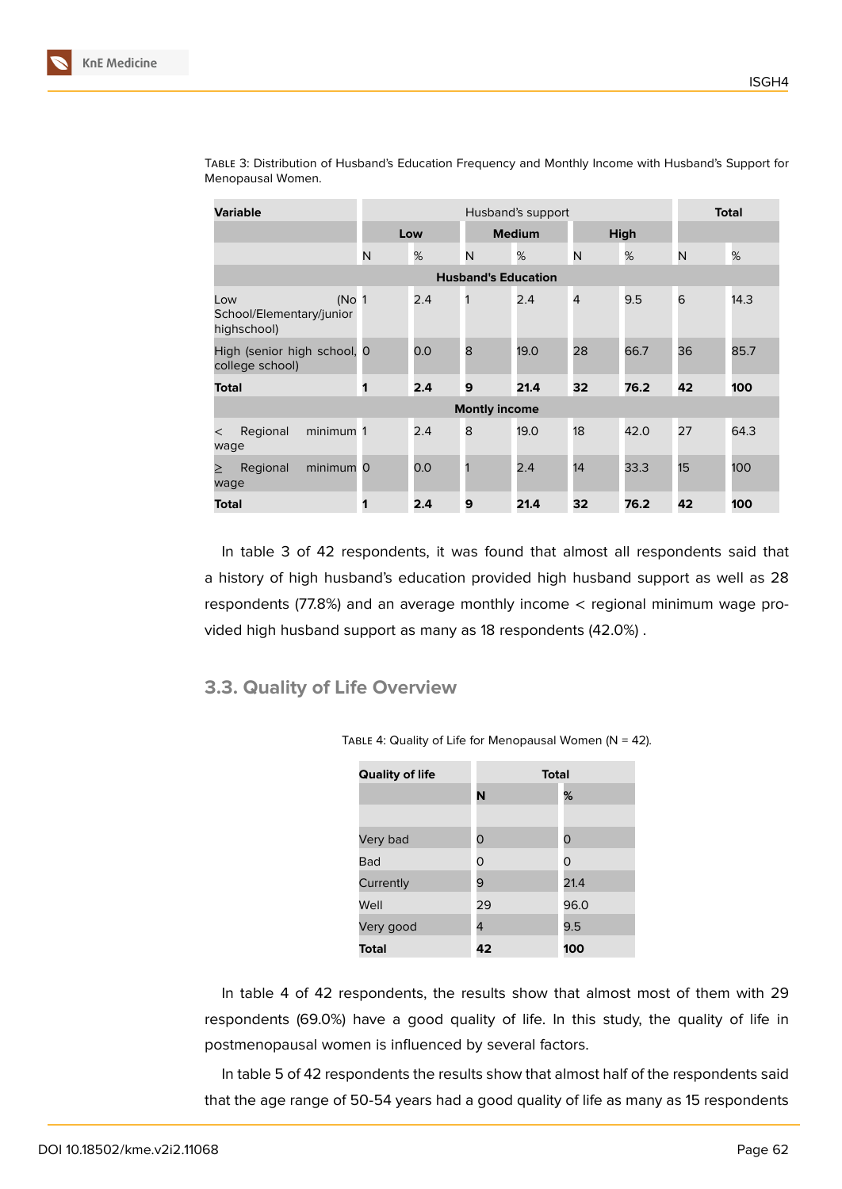Table 3: Distribution of Husband's Education Frequency and Monthly Income with Husband's Support for Menopausal Women.

| **Variable** | Husband's support | | | | | | **Total** | |
|---|---|---|---|---|---|---|---|---|
| | **Low** | | **Medium** | | **High** | | | |
| | N | % | N | % | N | % | N | % |
| **Husband's Education** | | | | | | | | |
| Low (No School/Elementary/junior highschool) | 1 | 2.4 | 1 | 2.4 | 4 | 9.5 | 6 | 14.3 |
| High (senior high school, college school) | 0 | 0.0 | 8 | 19.0 | 28 | 66.7 | 36 | 85.7 |
| **Total** | **1** | **2.4** | **9** | **21.4** | **32** | **76.2** | **42** | **100** |
| **Montly income** | | | | | | | | |
| < Regional minimum wage | 1 | 2.4 | 8 | 19.0 | 18 | 42.0 | 27 | 64.3 |
| ≥ Regional minimum wage | 0 | 0.0 | 1 | 2.4 | 14 | 33.3 | 15 | 100 |
| **Total** | **1** | **2.4** | **9** | **21.4** | **32** | **76.2** | **42** | **100** |

In table 3 of 42 respondents, it was found that almost all respondents said that a history of high husband's education provided high husband support as well as 28 respondents (77.8%) and an average monthly income < regional minimum wage provided high husband support as many as 18 respondents (42.0%) .

### 3.3. Quality of Life Overview

Table 4: Quality of Life for Menopausal Women (N = 42).

| **Quality of life** | **Total** | |
|---|---|---|
| | **N** | **%** |
| | | |
| Very bad | 0 | 0 |
| Bad | 0 | 0 |
| Currently | 9 | 21.4 |
| Well | 29 | 96.0 |
| Very good | 4 | 9.5 |
| **Total** | **42** | **100** |

In table 4 of 42 respondents, the results show that almost most of them with 29 respondents (69.0%) have a good quality of life. In this study, the quality of life in postmenopausal women is influenced by several factors.

In table 5 of 42 respondents the results show that almost half of the respondents said that the age range of 50-54 years had a good quality of life as many as 15 respondents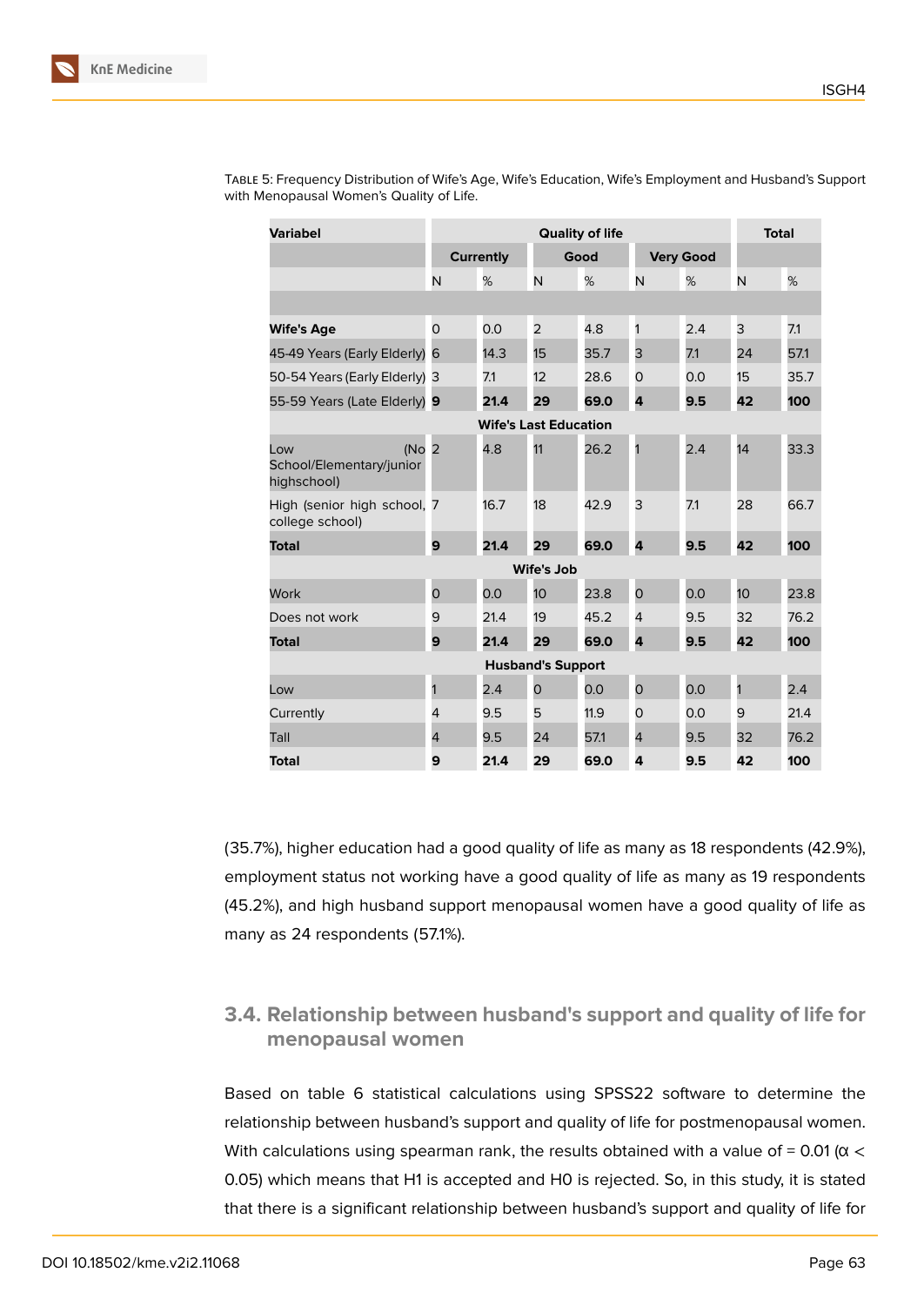Table 5: Frequency Distribution of Wife's Age, Wife's Education, Wife's Employment and Husband's Support with Menopausal Women's Quality of Life.

| Variabel | Quality of life | | | | | | Total | |
|---|---|---|---|---|---|---|---|---|
| | Currently | | Good | | Very Good | | | |
| | N | % | N | % | N | % | N | % |
| | | | | | | | | |
| **Wife's Age** | 0 | 0.0 | 2 | 4.8 | 1 | 2.4 | 3 | 7.1 |
| 45-49 Years (Early Elderly) | 6 | 14.3 | 15 | 35.7 | 3 | 7.1 | 24 | 57.1 |
| 50-54 Years (Early Elderly) | 3 | 7.1 | 12 | 28.6 | 0 | 0.0 | 15 | 35.7 |
| 55-59 Years (Late Elderly) | **9** | **21.4** | **29** | **69.0** | **4** | **9.5** | **42** | **100** |
| **Wife's Last Education** | | | | | | | | |
| Low (No School/Elementary/junior highschool) | 2 | 4.8 | 11 | 26.2 | 1 | 2.4 | 14 | 33.3 |
| High (senior high school, college school) | 7 | 16.7 | 18 | 42.9 | 3 | 7.1 | 28 | 66.7 |
| **Total** | **9** | **21.4** | **29** | **69.0** | **4** | **9.5** | **42** | **100** |
| **Wife's Job** | | | | | | | | |
| Work | 0 | 0.0 | 10 | 23.8 | 0 | 0.0 | 10 | 23.8 |
| Does not work | 9 | 21.4 | 19 | 45.2 | 4 | 9.5 | 32 | 76.2 |
| **Total** | **9** | **21.4** | **29** | **69.0** | **4** | **9.5** | **42** | **100** |
| **Husband's Support** | | | | | | | | |
| Low | 1 | 2.4 | 0 | 0.0 | 0 | 0.0 | 1 | 2.4 |
| Currently | 4 | 9.5 | 5 | 11.9 | 0 | 0.0 | 9 | 21.4 |
| Tall | 4 | 9.5 | 24 | 57.1 | 4 | 9.5 | 32 | 76.2 |
| **Total** | **9** | **21.4** | **29** | **69.0** | **4** | **9.5** | **42** | **100** |

(35.7%), higher education had a good quality of life as many as 18 respondents (42.9%), employment status not working have a good quality of life as many as 19 respondents (45.2%), and high husband support menopausal women have a good quality of life as many as 24 respondents (57.1%).

### 3.4. Relationship between husband's support and quality of life for menopausal women

Based on table 6 statistical calculations using SPSS22 software to determine the relationship between husband's support and quality of life for postmenopausal women. With calculations using spearman rank, the results obtained with a value of = 0.01 ($\alpha < 0.05$) which means that H1 is accepted and H0 is rejected. So, in this study, it is stated that there is a significant relationship between husband's support and quality of life for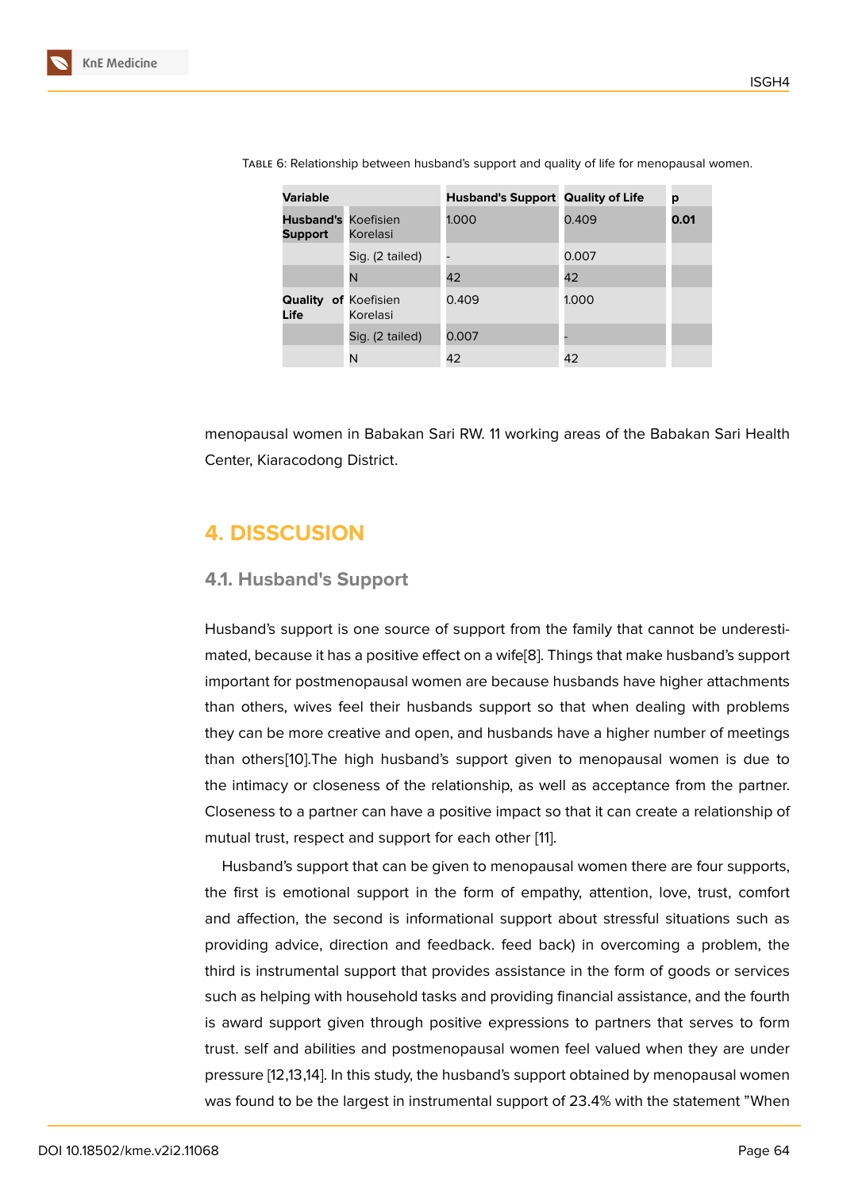TABLE 6: Relationship between husband's support and quality of life for menopausal women.

| Variable | | Husband's Support | Quality of Life | p |
|---|---|---|---|---|
| **Husband's Support** | Koefisien Korelasi | 1.000 | 0.409 | **0.01** |
| | Sig. (2 tailed) | - | 0.007 | |
| | N | 42 | 42 | |
| **Quality of Life** | Koefisien Korelasi | 0.409 | 1.000 | |
| | Sig. (2 tailed) | 0.007 | - | |
| | N | 42 | 42 | |

menopausal women in Babakan Sari RW. 11 working areas of the Babakan Sari Health Center, Kiaracodong District.

## 4. DISSCUSION

### 4.1. Husband's Support

Husband's support is one source of support from the family that cannot be underestimated, because it has a positive effect on a wife[8]. Things that make husband's support important for postmenopausal women are because husbands have higher attachments than others, wives feel their husbands support so that when dealing with problems they can be more creative and open, and husbands have a higher number of meetings than others[10].The high husband's support given to menopausal women is due to the intimacy or closeness of the relationship, as well as acceptance from the partner. Closeness to a partner can have a positive impact so that it can create a relationship of mutual trust, respect and support for each other [11].

Husband's support that can be given to menopausal women there are four supports, the first is emotional support in the form of empathy, attention, love, trust, comfort and affection, the second is informational support about stressful situations such as providing advice, direction and feedback. feed back) in overcoming a problem, the third is instrumental support that provides assistance in the form of goods or services such as helping with household tasks and providing financial assistance, and the fourth is award support given through positive expressions to partners that serves to form trust. self and abilities and postmenopausal women feel valued when they are under pressure [12,13,14]. In this study, the husband's support obtained by menopausal women was found to be the largest in instrumental support of 23.4% with the statement "When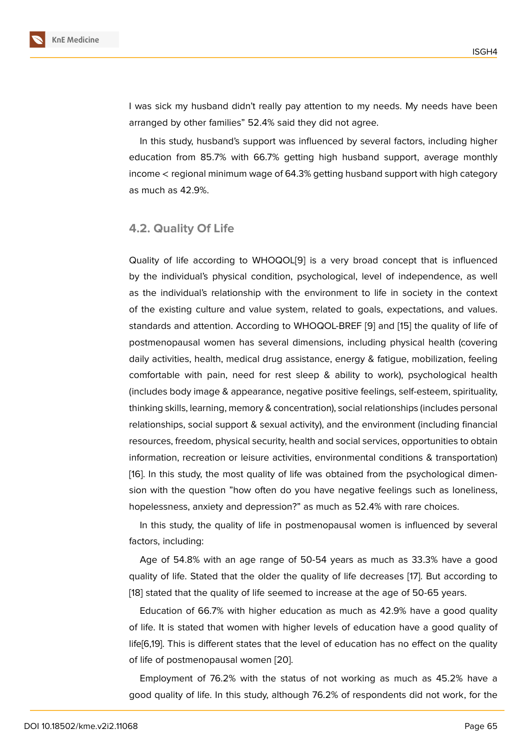I was sick my husband didn't really pay attention to my needs. My needs have been arranged by other families" 52.4% said they did not agree.

In this study, husband's support was influenced by several factors, including higher education from 85.7% with 66.7% getting high husband support, average monthly income < regional minimum wage of 64.3% getting husband support with high category as much as 42.9%.

## 4.2. Quality Of Life

Quality of life according to WHOQOL[9] is a very broad concept that is influenced by the individual's physical condition, psychological, level of independence, as well as the individual's relationship with the environment to life in society in the context of the existing culture and value system, related to goals, expectations, and values. standards and attention. According to WHOQOL-BREF [9] and [15] the quality of life of postmenopausal women has several dimensions, including physical health (covering daily activities, health, medical drug assistance, energy & fatigue, mobilization, feeling comfortable with pain, need for rest sleep & ability to work), psychological health (includes body image & appearance, negative positive feelings, self-esteem, spirituality, thinking skills, learning, memory & concentration), social relationships (includes personal relationships, social support & sexual activity), and the environment (including financial resources, freedom, physical security, health and social services, opportunities to obtain information, recreation or leisure activities, environmental conditions & transportation) [16]. In this study, the most quality of life was obtained from the psychological dimension with the question "how often do you have negative feelings such as loneliness, hopelessness, anxiety and depression?" as much as 52.4% with rare choices.

In this study, the quality of life in postmenopausal women is influenced by several factors, including:

Age of 54.8% with an age range of 50-54 years as much as 33.3% have a good quality of life. Stated that the older the quality of life decreases [17]. But according to [18] stated that the quality of life seemed to increase at the age of 50-65 years.

Education of 66.7% with higher education as much as 42.9% have a good quality of life. It is stated that women with higher levels of education have a good quality of life[6,19]. This is different states that the level of education has no effect on the quality of life of postmenopausal women [20].

Employment of 76.2% with the status of not working as much as 45.2% have a good quality of life. In this study, although 76.2% of respondents did not work, for the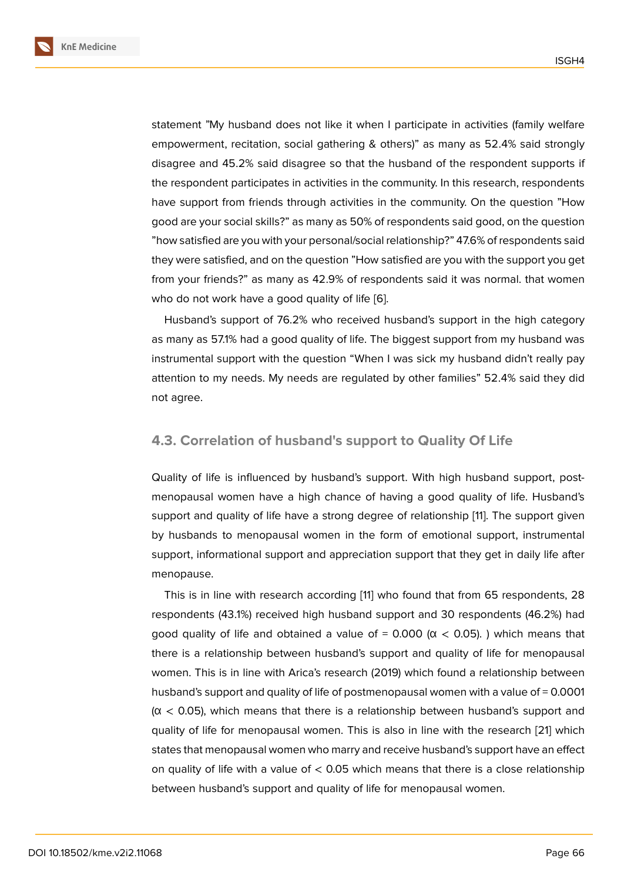statement "My husband does not like it when I participate in activities (family welfare empowerment, recitation, social gathering & others)" as many as 52.4% said strongly disagree and 45.2% said disagree so that the husband of the respondent supports if the respondent participates in activities in the community. In this research, respondents have support from friends through activities in the community. On the question "How good are your social skills?" as many as 50% of respondents said good, on the question "how satisfied are you with your personal/social relationship?" 47.6% of respondents said they were satisfied, and on the question "How satisfied are you with the support you get from your friends?" as many as 42.9% of respondents said it was normal. that women who do not work have a good quality of life [6].

Husband's support of 76.2% who received husband's support in the high category as many as 57.1% had a good quality of life. The biggest support from my husband was instrumental support with the question "When I was sick my husband didn't really pay attention to my needs. My needs are regulated by other families" 52.4% said they did not agree.

## 4.3. Correlation of husband's support to Quality Of Life

Quality of life is influenced by husband's support. With high husband support, post-menopausal women have a high chance of having a good quality of life. Husband's support and quality of life have a strong degree of relationship [11]. The support given by husbands to menopausal women in the form of emotional support, instrumental support, informational support and appreciation support that they get in daily life after menopause.

This is in line with research according [11] who found that from 65 respondents, 28 respondents (43.1%) received high husband support and 30 respondents (46.2%) had good quality of life and obtained a value of = 0.000 ($\alpha < 0.05$). ) which means that there is a relationship between husband's support and quality of life for menopausal women. This is in line with Arica's research (2019) which found a relationship between husband's support and quality of life of postmenopausal women with a value of = 0.0001 ($\alpha < 0.05$), which means that there is a relationship between husband's support and quality of life for menopausal women. This is also in line with the research [21] which states that menopausal women who marry and receive husband's support have an effect on quality of life with a value of $< 0.05$ which means that there is a close relationship between husband's support and quality of life for menopausal women.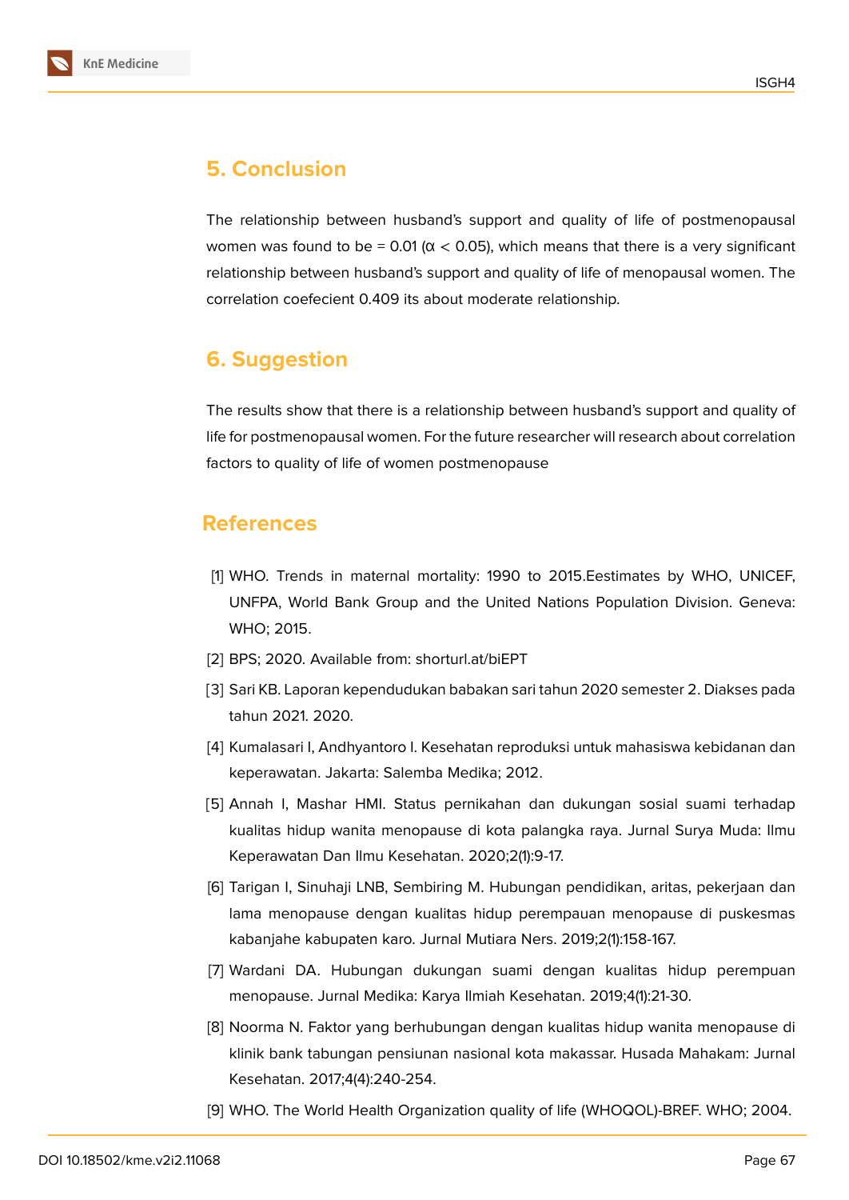## 5. Conclusion

The relationship between husband's support and quality of life of postmenopausal women was found to be = 0.01 ($\alpha < 0.05$), which means that there is a very significant relationship between husband's support and quality of life of menopausal women. The correlation coefecient 0.409 its about moderate relationship.

## 6. Suggestion

The results show that there is a relationship between husband's support and quality of life for postmenopausal women. For the future researcher will research about correlation factors to quality of life of women postmenopause

## References

[1] WHO. Trends in maternal mortality: 1990 to 2015.Eestimates by WHO, UNICEF, UNFPA, World Bank Group and the United Nations Population Division. Geneva: WHO; 2015.

[2] BPS; 2020. Available from: shorturl.at/biEPT

[3] Sari KB. Laporan kependudukan babakan sari tahun 2020 semester 2. Diakses pada tahun 2021. 2020.

[4] Kumalasari I, Andhyantoro I. Kesehatan reproduksi untuk mahasiswa kebidanan dan keperawatan. Jakarta: Salemba Medika; 2012.

[5] Annah I, Mashar HMI. Status pernikahan dan dukungan sosial suami terhadap kualitas hidup wanita menopause di kota palangka raya. Jurnal Surya Muda: Ilmu Keperawatan Dan Ilmu Kesehatan. 2020;2(1):9-17.

[6] Tarigan I, Sinuhaji LNB, Sembiring M. Hubungan pendidikan, aritas, pekerjaan dan lama menopause dengan kualitas hidup perempauan menopause di puskesmas kabanjahe kabupaten karo. Jurnal Mutiara Ners. 2019;2(1):158-167.

[7] Wardani DA. Hubungan dukungan suami dengan kualitas hidup perempuan menopause. Jurnal Medika: Karya Ilmiah Kesehatan. 2019;4(1):21-30.

[8] Noorma N. Faktor yang berhubungan dengan kualitas hidup wanita menopause di klinik bank tabungan pensiunan nasional kota makassar. Husada Mahakam: Jurnal Kesehatan. 2017;4(4):240-254.

[9] WHO. The World Health Organization quality of life (WHOQOL)-BREF. WHO; 2004.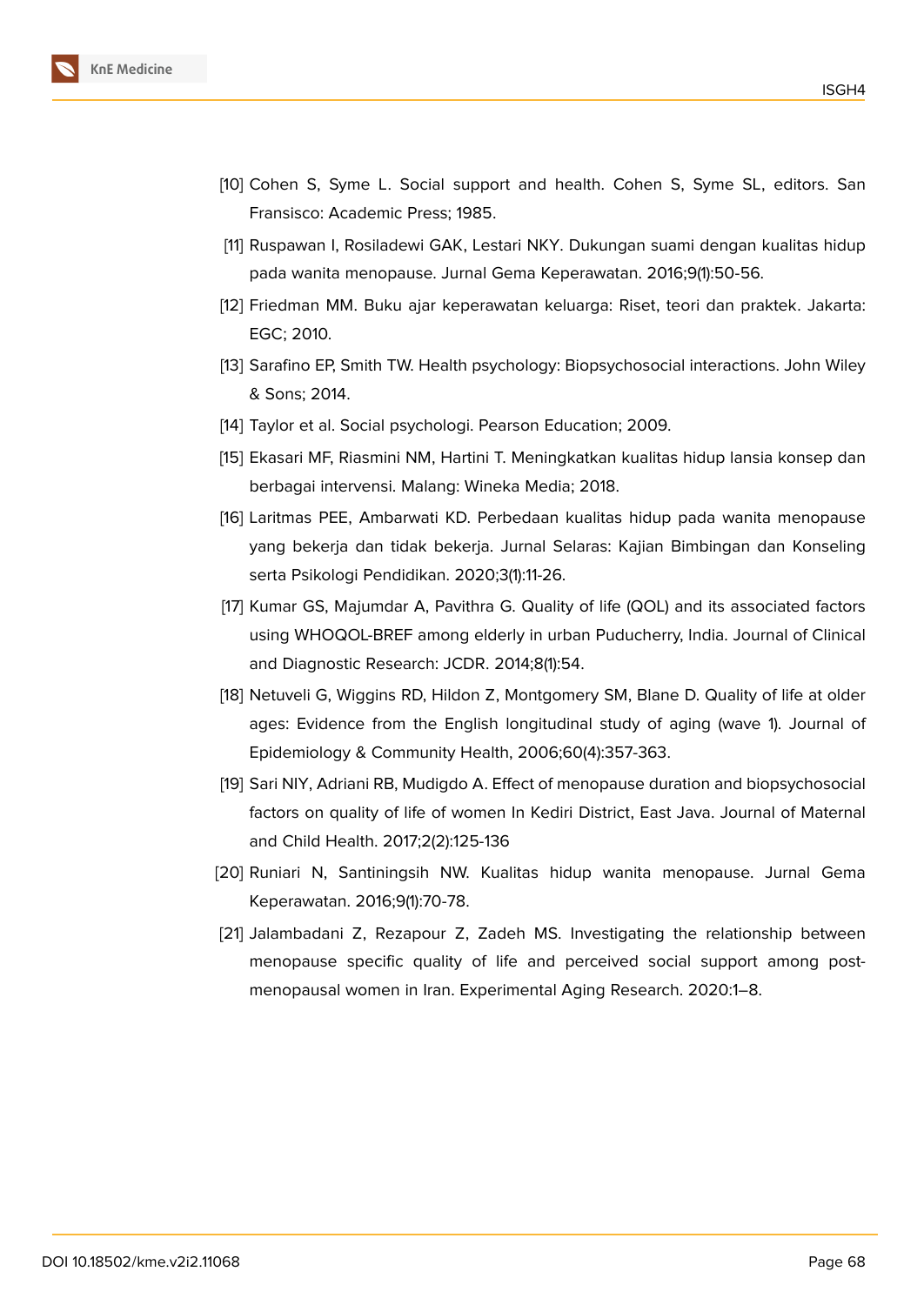[10] Cohen S, Syme L. Social support and health. Cohen S, Syme SL, editors. San Fransisco: Academic Press; 1985.

[11] Ruspawan I, Rosiladewi GAK, Lestari NKY. Dukungan suami dengan kualitas hidup pada wanita menopause. Jurnal Gema Keperawatan. 2016;9(1):50-56.

[12] Friedman MM. Buku ajar keperawatan keluarga: Riset, teori dan praktek. Jakarta: EGC; 2010.

[13] Sarafino EP, Smith TW. Health psychology: Biopsychosocial interactions. John Wiley & Sons; 2014.

[14] Taylor et al. Social psychologi. Pearson Education; 2009.

[15] Ekasari MF, Riasmini NM, Hartini T. Meningkatkan kualitas hidup lansia konsep dan berbagai intervensi. Malang: Wineka Media; 2018.

[16] Laritmas PEE, Ambarwati KD. Perbedaan kualitas hidup pada wanita menopause yang bekerja dan tidak bekerja. Jurnal Selaras: Kajian Bimbingan dan Konseling serta Psikologi Pendidikan. 2020;3(1):11-26.

[17] Kumar GS, Majumdar A, Pavithra G. Quality of life (QOL) and its associated factors using WHOQOL-BREF among elderly in urban Puducherry, India. Journal of Clinical and Diagnostic Research: JCDR. 2014;8(1):54.

[18] Netuveli G, Wiggins RD, Hildon Z, Montgomery SM, Blane D. Quality of life at older ages: Evidence from the English longitudinal study of aging (wave 1). Journal of Epidemiology & Community Health, 2006;60(4):357-363.

[19] Sari NIY, Adriani RB, Mudigdo A. Effect of menopause duration and biopsychosocial factors on quality of life of women In Kediri District, East Java. Journal of Maternal and Child Health. 2017;2(2):125-136

[20] Runiari N, Santiningsih NW. Kualitas hidup wanita menopause. Jurnal Gema Keperawatan. 2016;9(1):70-78.

[21] Jalambadani Z, Rezapour Z, Zadeh MS. Investigating the relationship between menopause specific quality of life and perceived social support among post-menopausal women in Iran. Experimental Aging Research. 2020:1–8.